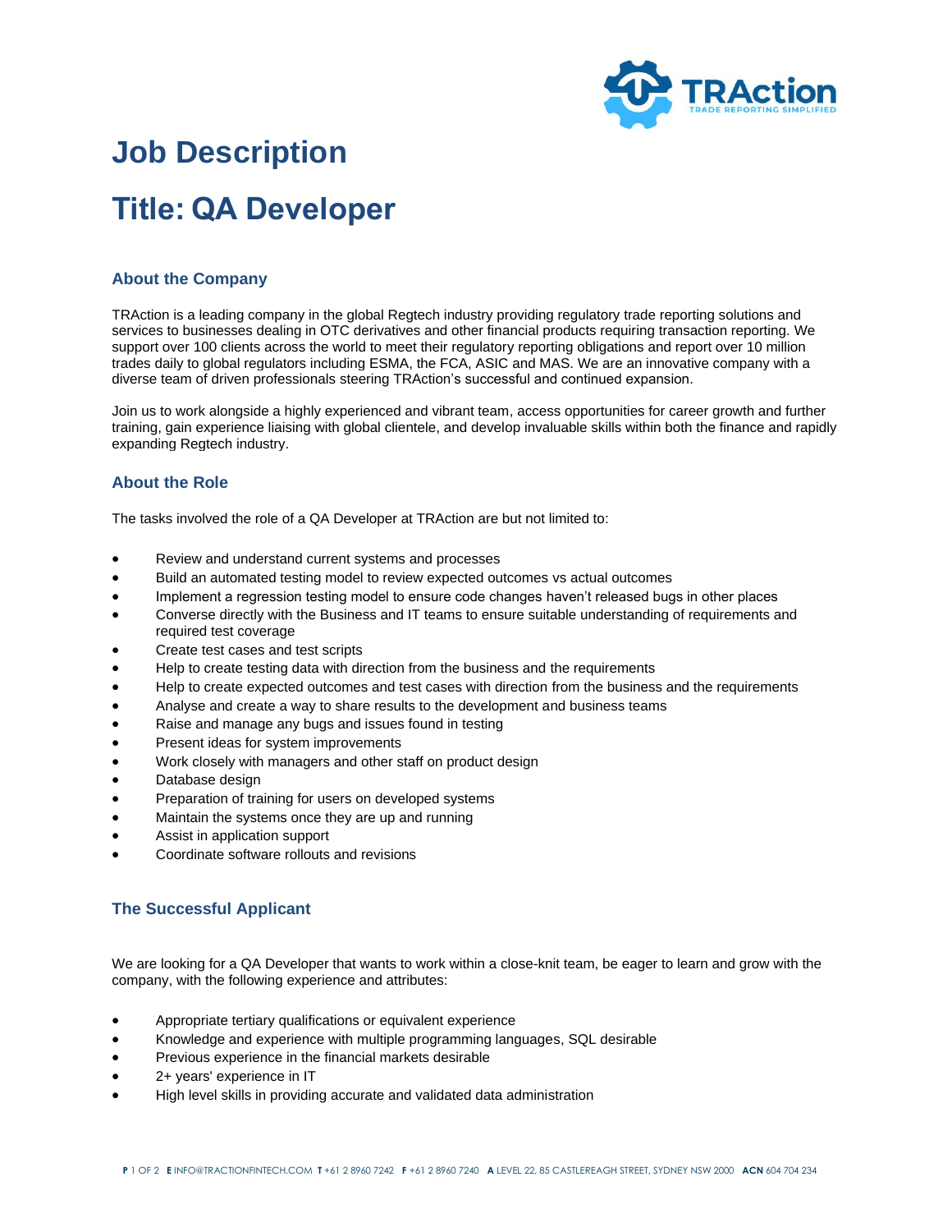# Job Description

# Title: QA Developer

## About the Company

TRAction is a leading company in the global Regtech industry providing regulatory trade reporting solutions and services to businesses dealing in OTC derivatives and other financial products requiring transaction reporting. We support over 100 clients across the world to meet their regulatory reporting obligations and report over 10 million trades daily to global regulators including ESMA, the FCA, ASIC and MAS. We are an innovative company with a diverse team of driven professionals steering TRAction's successful and continued expansion.

Join us to work alongside a highly experienced and vibrant team, access opportunities for career growth and further training, gain experience liaising with global clientele, and develop invaluable skills within both the finance and rapidly expanding Regtech industry.

## About the Role

The tasks involved the role of a QA Developer at TRAction are but not limited to:

- Review and understand current systems and processes
- Build an automated testing model to review expected outcomes vs actual outcomes
- Implement a regression testing model to ensure code changes haven't released bugs in other places
- Converse directly with the Business and IT teams to ensure suitable understanding of requirements and required test coverage
- Create test cases and test scripts
- Help to create testing data with direction from the business and the requirements
- Help to create expected outcomes and test cases with direction from the business and the requirements
- Analyse and create a way to share results to the development and business teams
- Raise and manage any bugs and issues found in testing
- Present ideas for system improvements
- Work closely with managers and other staff on product design
- Database design
- Preparation of training for users on developed systems
- Maintain the systems once they are up and running
- Assist in application support
- Coordinate software rollouts and revisions

## The Successful Applicant

We are looking for a QA Developer that wants to work within a close-knit team, be eager to learn and grow with the company, with the following experience and attributes:

- Appropriate tertiary qualifications or equivalent experience
- Knowledge and experience with multiple programming languages, SQL desirable
- Previous experience in the financial markets desirable
- 2+ years' experience in IT
- High level skills in providing accurate and validated data administration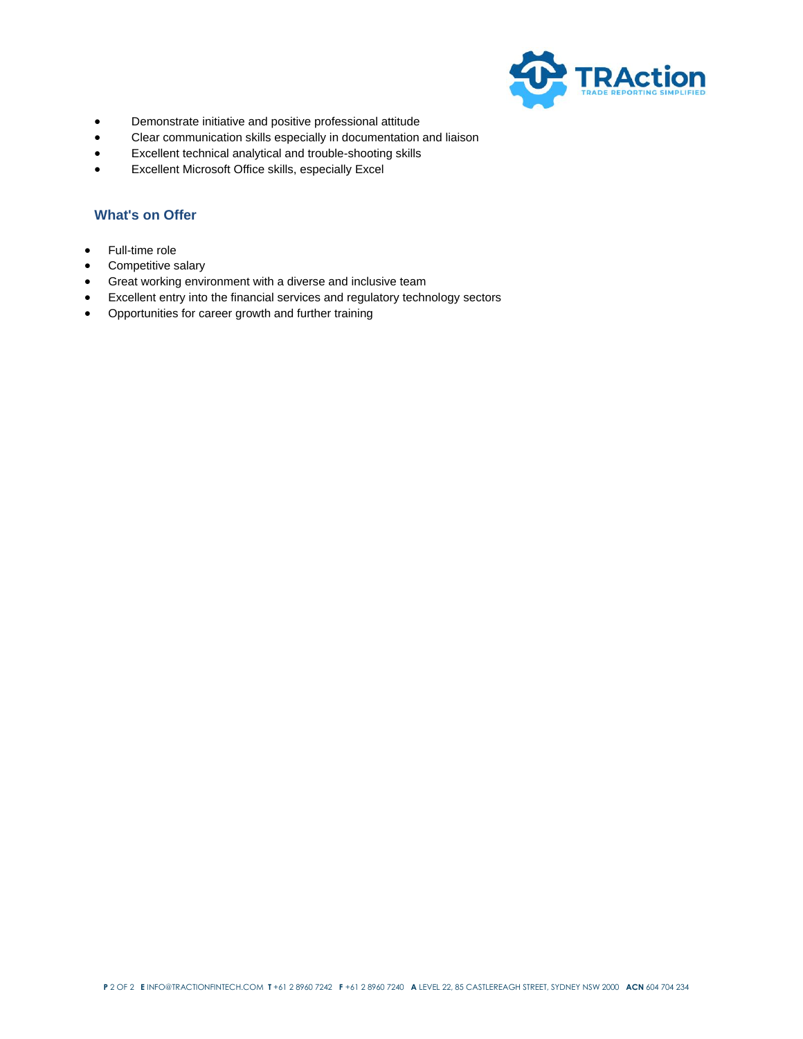- Demonstrate initiative and positive professional attitude
- Clear communication skills especially in documentation and liaison
- Excellent technical analytical and trouble-shooting skills
- Excellent Microsoft Office skills, especially Excel

### What's on Offer

- Full-time role
- Competitive salary
- Great working environment with a diverse and inclusive team
- Excellent entry into the financial services and regulatory technology sectors
- Opportunities for career growth and further training